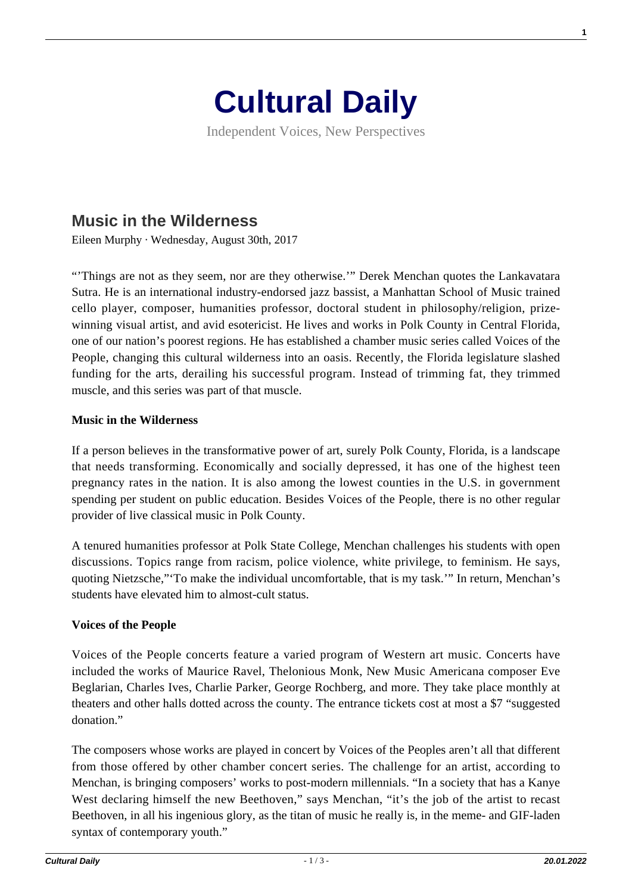# Cultural Daily

Independent Voices, New Perspectives

## Music in the Wilderness

Eileen Murphy · Wednesday, August 30th, 2017

"'Things are not as they seem, nor are they otherwise.'" Derek Menchan quotes the Lankavatara Sutra. He is an international industry-endorsed jazz bassist, a Manhattan School of Music trained cello player, composer, humanities professor, doctoral student in philosophy/religion, prize-winning visual artist, and avid esotericist. He lives and works in Polk County in Central Florida, one of our nation's poorest regions. He has established a chamber music series called Voices of the People, changing this cultural wilderness into an oasis. Recently, the Florida legislature slashed funding for the arts, derailing his successful program. Instead of trimming fat, they trimmed muscle, and this series was part of that muscle.

**Music in the Wilderness**

If a person believes in the transformative power of art, surely Polk County, Florida, is a landscape that needs transforming. Economically and socially depressed, it has one of the highest teen pregnancy rates in the nation. It is also among the lowest counties in the U.S. in government spending per student on public education. Besides Voices of the People, there is no other regular provider of live classical music in Polk County.

A tenured humanities professor at Polk State College, Menchan challenges his students with open discussions. Topics range from racism, police violence, white privilege, to feminism. He says, quoting Nietzsche,"'To make the individual uncomfortable, that is my task.'" In return, Menchan's students have elevated him to almost-cult status.

**Voices of the People**

Voices of the People concerts feature a varied program of Western art music. Concerts have included the works of Maurice Ravel, Thelonious Monk, New Music Americana composer Eve Beglarian, Charles Ives, Charlie Parker, George Rochberg, and more. They take place monthly at theaters and other halls dotted across the county. The entrance tickets cost at most a $7 "suggested donation."

The composers whose works are played in concert by Voices of the Peoples aren't all that different from those offered by other chamber concert series. The challenge for an artist, according to Menchan, is bringing composers' works to post-modern millennials. "In a society that has a Kanye West declaring himself the new Beethoven," says Menchan, "it's the job of the artist to recast Beethoven, in all his ingenious glory, as the titan of music he really is, in the meme- and GIF-laden syntax of contemporary youth."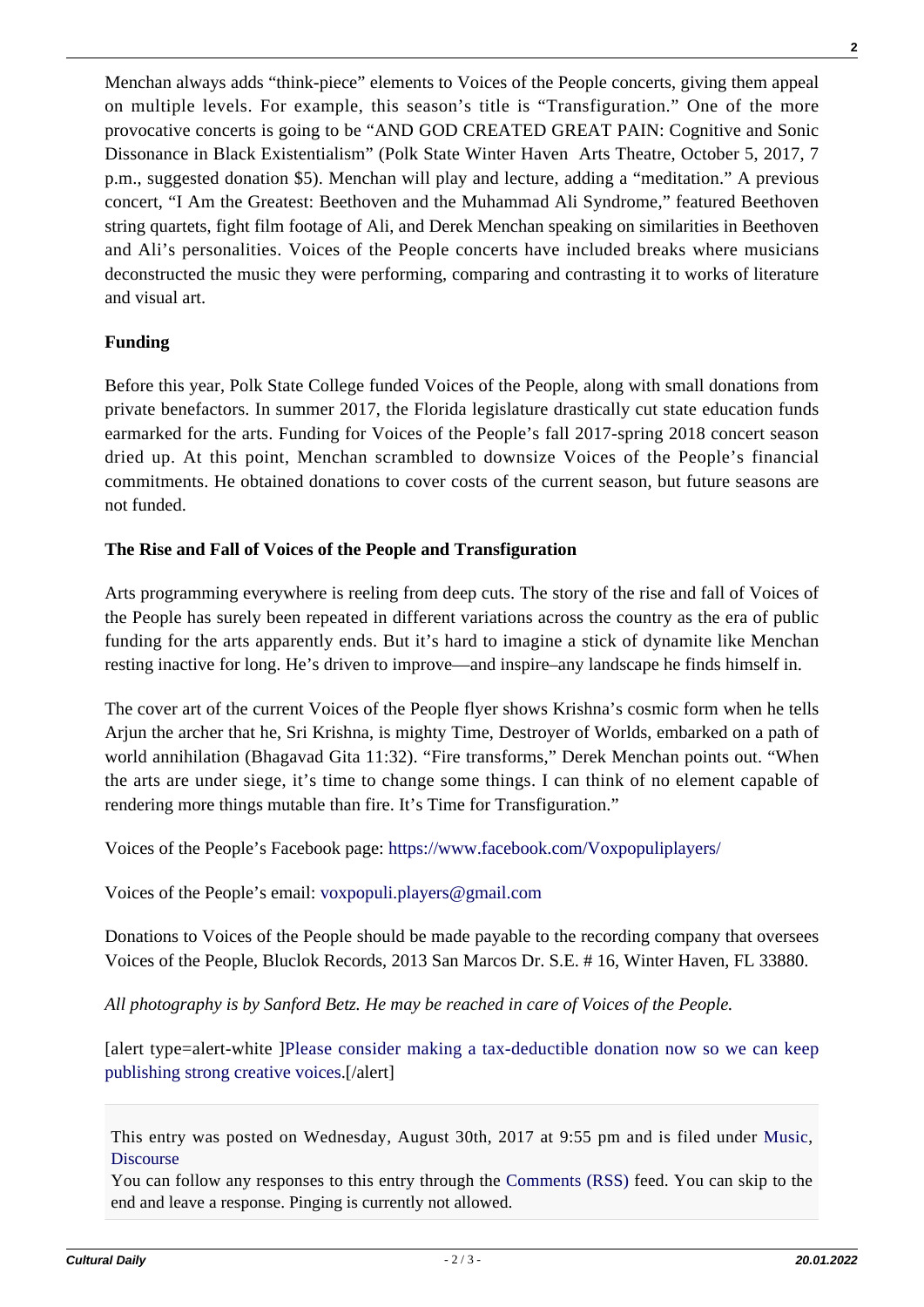Menchan always adds "think-piece" elements to Voices of the People concerts, giving them appeal on multiple levels. For example, this season's title is "Transfiguration." One of the more provocative concerts is going to be "AND GOD CREATED GREAT PAIN: Cognitive and Sonic Dissonance in Black Existentialism" (Polk State Winter Haven Arts Theatre, October 5, 2017, 7 p.m., suggested donation $5). Menchan will play and lecture, adding a "meditation." A previous concert, "I Am the Greatest: Beethoven and the Muhammad Ali Syndrome," featured Beethoven string quartets, fight film footage of Ali, and Derek Menchan speaking on similarities in Beethoven and Ali's personalities. Voices of the People concerts have included breaks where musicians deconstructed the music they were performing, comparing and contrasting it to works of literature and visual art.

**Funding**

Before this year, Polk State College funded Voices of the People, along with small donations from private benefactors. In summer 2017, the Florida legislature drastically cut state education funds earmarked for the arts. Funding for Voices of the People's fall 2017-spring 2018 concert season dried up. At this point, Menchan scrambled to downsize Voices of the People's financial commitments. He obtained donations to cover costs of the current season, but future seasons are not funded.

**The Rise and Fall of Voices of the People and Transfiguration**

Arts programming everywhere is reeling from deep cuts. The story of the rise and fall of Voices of the People has surely been repeated in different variations across the country as the era of public funding for the arts apparently ends. But it's hard to imagine a stick of dynamite like Menchan resting inactive for long. He's driven to improve—and inspire–any landscape he finds himself in.

The cover art of the current Voices of the People flyer shows Krishna's cosmic form when he tells Arjun the archer that he, Sri Krishna, is mighty Time, Destroyer of Worlds, embarked on a path of world annihilation (Bhagavad Gita 11:32). "Fire transforms," Derek Menchan points out. "When the arts are under siege, it's time to change some things. I can think of no element capable of rendering more things mutable than fire. It's Time for Transfiguration."

Voices of the People's Facebook page: https://www.facebook.com/Voxpopuliplayers/

Voices of the People's email: voxpopuli.players@gmail.com

Donations to Voices of the People should be made payable to the recording company that oversees Voices of the People, Bluclok Records, 2013 San Marcos Dr. S.E. # 16, Winter Haven, FL 33880.

*All photography is by Sanford Betz. He may be reached in care of Voices of the People.*

[alert type=alert-white ]Please consider making a tax-deductible donation now so we can keep publishing strong creative voices.[/alert]

This entry was posted on Wednesday, August 30th, 2017 at 9:55 pm and is filed under Music, Discourse

You can follow any responses to this entry through the Comments (RSS) feed. You can skip to the end and leave a response. Pinging is currently not allowed.